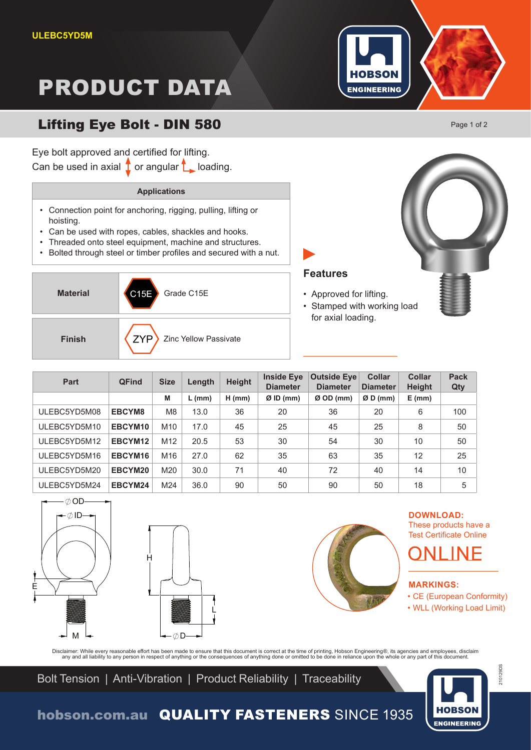ULEBC5YD5M

# PRODUCT DATA

## Lifting Eye Bolt - DIN 580

Eye bolt approved and certified for lifting.
Can be used in axial or angular loading.

| Applications |
|---|
| • Connection point for anchoring, rigging, pulling, lifting or hoisting.<br>• Can be used with ropes, cables, shackles and hooks.<br>• Threaded onto steel equipment, machine and structures.<br>• Bolted through steel or timber profiles and secured with a nut. |

| | | |
|---|---|---|
| **Material** | C15E | Grade C15E |
| **Finish** | ZYP | Zinc Yellow Passivate |

### Features

- Approved for lifting.
- Stamped with working load for axial loading.

| Part | QFind | Size | Length | Height | Inside Eye Diameter | Outside Eye Diameter | Collar Diameter | Collar Height | Pack Qty |
|---|---|---|---|---|---|---|---|---|---|
| | | **M** | **L (mm)** | **H (mm)** | **Ø ID (mm)** | **Ø OD (mm)** | **Ø D (mm)** | **E (mm)** | |
| ULEBC5YD5M08 | **EBCYM8** | M8 | 13.0 | 36 | 20 | 36 | 20 | 6 | 100 |
| ULEBC5YD5M10 | **EBCYM10** | M10 | 17.0 | 45 | 25 | 45 | 25 | 8 | 50 |
| ULEBC5YD5M12 | **EBCYM12** | M12 | 20.5 | 53 | 30 | 54 | 30 | 10 | 50 |
| ULEBC5YD5M16 | **EBCYM16** | M16 | 27.0 | 62 | 35 | 63 | 35 | 12 | 25 |
| ULEBC5YD5M20 | **EBCYM20** | M20 | 30.0 | 71 | 40 | 72 | 40 | 14 | 10 |
| ULEBC5YD5M24 | **EBCYM24** | M24 | 36.0 | 90 | 50 | 90 | 50 | 18 | 5 |

**DOWNLOAD:**
These products have a Test Certificate Online

ONLINE

**MARKINGS:**
- CE (European Conformity)
- WLL (Working Load Limit)

Disclaimer: While every reasonable effort has been made to ensure that this document is correct at the time of printing, Hobson Engineering®, its agencies and employees, disclaim any and all liability to any person in respect of anything or the consequences of anything done or omitted to be done in reliance upon the whole or any part of this document.

Bolt Tension | Anti-Vibration | Product Reliability | Traceability

hobson.com.au **QUALITY FASTENERS** SINCE 1935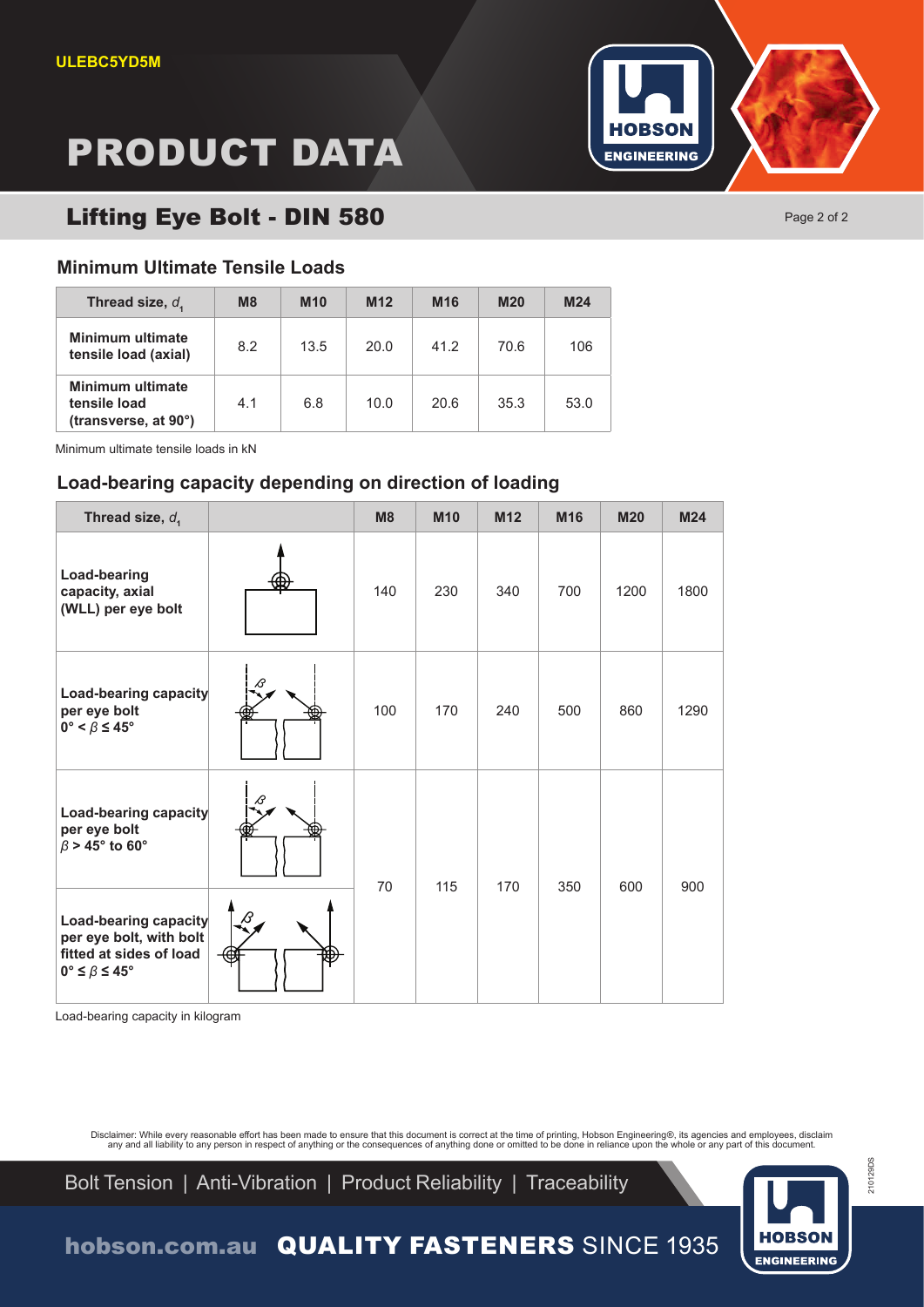ULEBC5YD5M

# PRODUCT DATA

## Lifting Eye Bolt - DIN 580

### Minimum Ultimate Tensile Loads

| Thread size, $d_1$ | M8 | M10 | M12 | M16 | M20 | M24 |
|---|---|---|---|---|---|---|
| **Minimum ultimate tensile load (axial)** | 8.2 | 13.5 | 20.0 | 41.2 | 70.6 | 106 |
| **Minimum ultimate tensile load (transverse, at 90°)** | 4.1 | 6.8 | 10.0 | 20.6 | 35.3 | 53.0 |

Minimum ultimate tensile loads in kN

### Load-bearing capacity depending on direction of loading

| Thread size, $d_1$ | | M8 | M10 | M12 | M16 | M20 | M24 |
|---|---|---|---|---|---|---|---|
| **Load-bearing capacity, axial (WLL) per eye bolt** | | 140 | 230 | 340 | 700 | 1200 | 1800 |
| **Load-bearing capacity per eye bolt $0° < \beta \leq 45°$** | | 100 | 170 | 240 | 500 | 860 | 1290 |
| **Load-bearing capacity per eye bolt $\beta > 45°$ to 60°** | | 70 | 115 | 170 | 350 | 600 | 900 |
| **Load-bearing capacity per eye bolt, with bolt fitted at sides of load $0° \leq \beta \leq 45°$** | | 70 | 115 | 170 | 350 | 600 | 900 |

Load-bearing capacity in kilogram

Disclaimer: While every reasonable effort has been made to ensure that this document is correct at the time of printing, Hobson Engineering®, its agencies and employees, disclaim any and all liability to any person in respect of anything or the consequences of anything done or omitted to be done in reliance upon the whole or any part of this document.

Bolt Tension | Anti-Vibration | Product Reliability | Traceability

hobson.com.au QUALITY FASTENERS SINCE 1935

210129DS